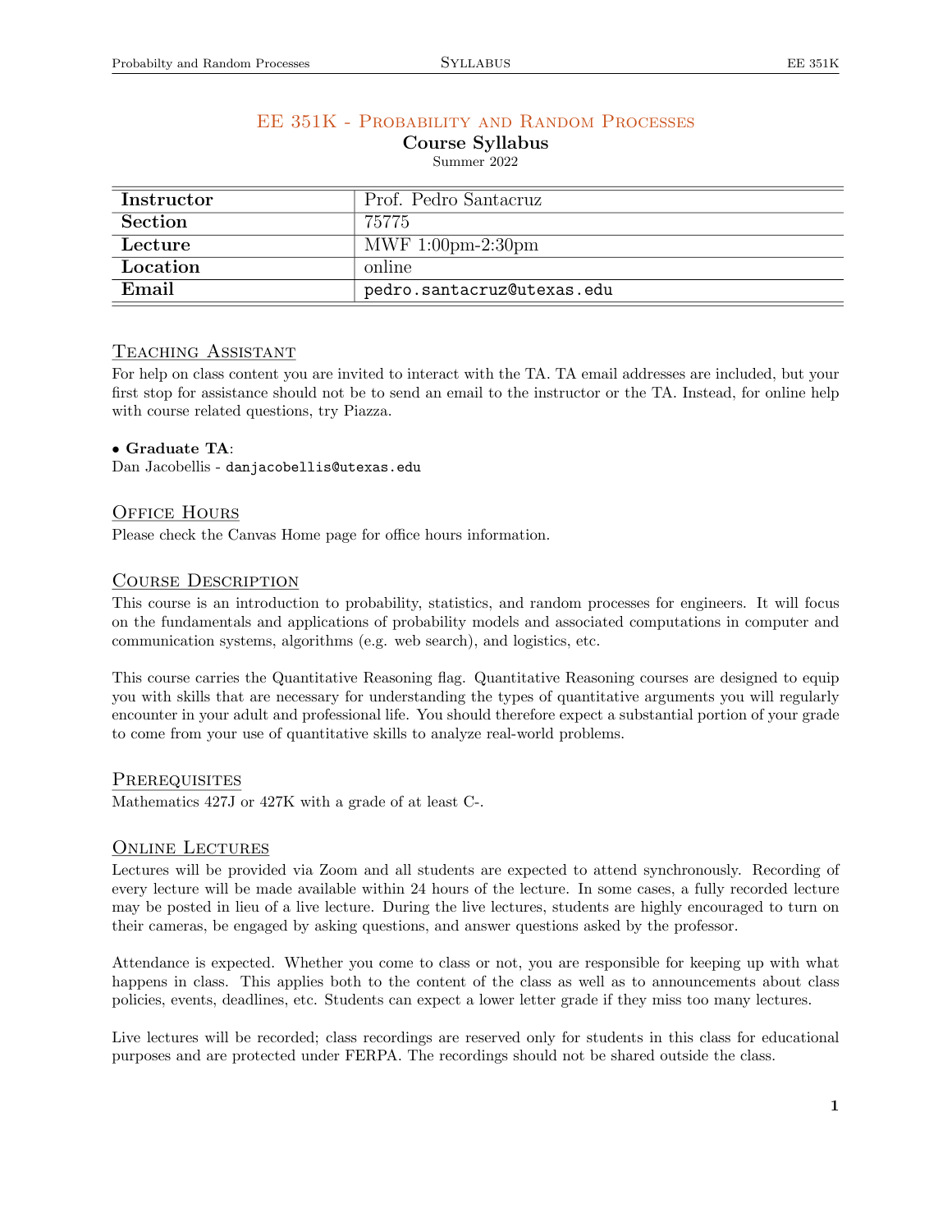# EE 351K - Probability and Random Processes

**Course Syllabus**

Summer 2022

| | |
|---|---|
| **Instructor** | Prof. Pedro Santacruz |
| **Section** | 75775 |
| **Lecture** | MWF 1:00pm-2:30pm |
| **Location** | online |
| **Email** | `pedro.santacruz@utexas.edu` |

## Teaching Assistant

For help on class content you are invited to interact with the TA. TA email addresses are included, but your first stop for assistance should not be to send an email to the instructor or the TA. Instead, for online help with course related questions, try Piazza.

- **Graduate TA**:

Dan Jacobellis - `danjacobellis@utexas.edu`

## Office Hours

Please check the Canvas Home page for office hours information.

## Course Description

This course is an introduction to probability, statistics, and random processes for engineers. It will focus on the fundamentals and applications of probability models and associated computations in computer and communication systems, algorithms (e.g. web search), and logistics, etc.

This course carries the Quantitative Reasoning flag. Quantitative Reasoning courses are designed to equip you with skills that are necessary for understanding the types of quantitative arguments you will regularly encounter in your adult and professional life. You should therefore expect a substantial portion of your grade to come from your use of quantitative skills to analyze real-world problems.

## Prerequisites

Mathematics 427J or 427K with a grade of at least C-.

## Online Lectures

Lectures will be provided via Zoom and all students are expected to attend synchronously. Recording of every lecture will be made available within 24 hours of the lecture. In some cases, a fully recorded lecture may be posted in lieu of a live lecture. During the live lectures, students are highly encouraged to turn on their cameras, be engaged by asking questions, and answer questions asked by the professor.

Attendance is expected. Whether you come to class or not, you are responsible for keeping up with what happens in class. This applies both to the content of the class as well as to announcements about class policies, events, deadlines, etc. Students can expect a lower letter grade if they miss too many lectures.

Live lectures will be recorded; class recordings are reserved only for students in this class for educational purposes and are protected under FERPA. The recordings should not be shared outside the class.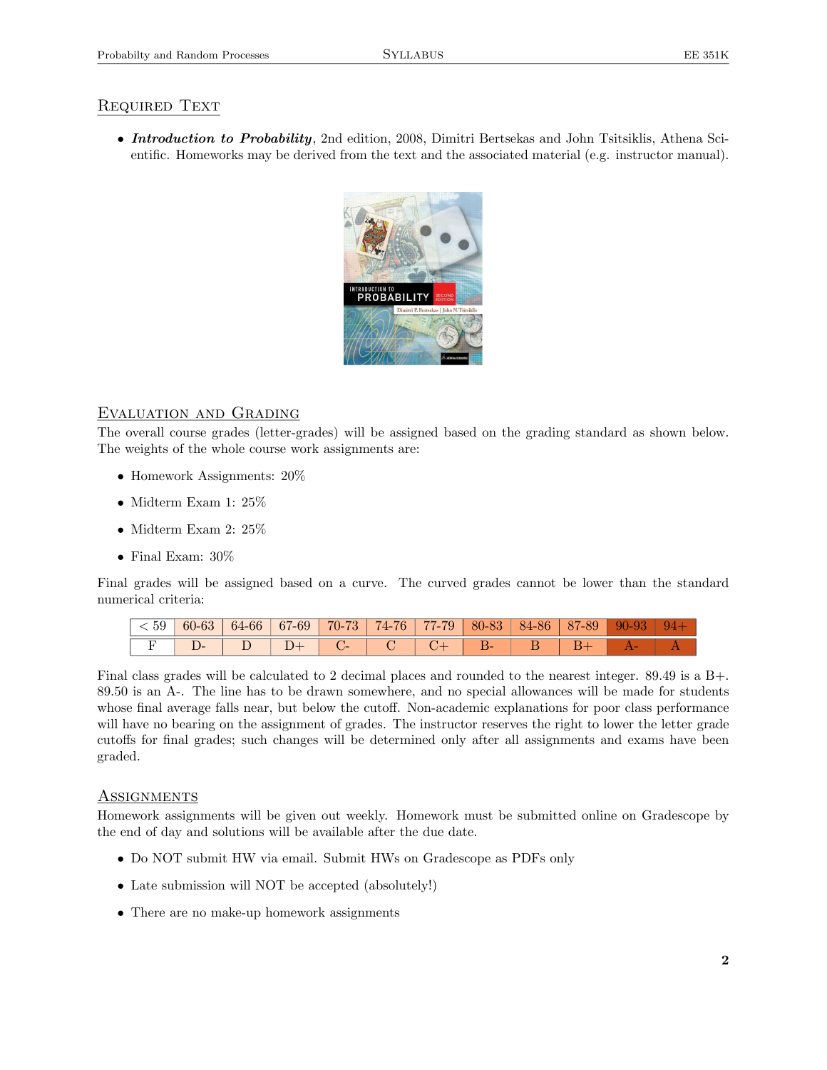## Required Text

- ***Introduction to Probability***, 2nd edition, 2008, Dimitri Bertsekas and John Tsitsiklis, Athena Scientific. Homeworks may be derived from the text and the associated material (e.g. instructor manual).

## Evaluation and Grading

The overall course grades (letter-grades) will be assigned based on the grading standard as shown below. The weights of the whole course work assignments are:

- Homework Assignments: 20%
- Midterm Exam 1: 25%
- Midterm Exam 2: 25%
- Final Exam: 30%

Final grades will be assigned based on a curve. The curved grades cannot be lower than the standard numerical criteria:

| < 59 | 60-63 | 64-66 | 67-69 | 70-73 | 74-76 | 77-79 | 80-83 | 84-86 | 87-89 | 90-93 | 94+ |
|---|---|---|---|---|---|---|---|---|---|---|---|
| F | D- | D | D+ | C- | C | C+ | B- | B | B+ | A- | A |

Final class grades will be calculated to 2 decimal places and rounded to the nearest integer. 89.49 is a B+. 89.50 is an A-. The line has to be drawn somewhere, and no special allowances will be made for students whose final average falls near, but below the cutoff. Non-academic explanations for poor class performance will have no bearing on the assignment of grades. The instructor reserves the right to lower the letter grade cutoffs for final grades; such changes will be determined only after all assignments and exams have been graded.

## Assignments

Homework assignments will be given out weekly. Homework must be submitted online on Gradescope by the end of day and solutions will be available after the due date.

- Do NOT submit HW via email. Submit HWs on Gradescope as PDFs only
- Late submission will NOT be accepted (absolutely!)
- There are no make-up homework assignments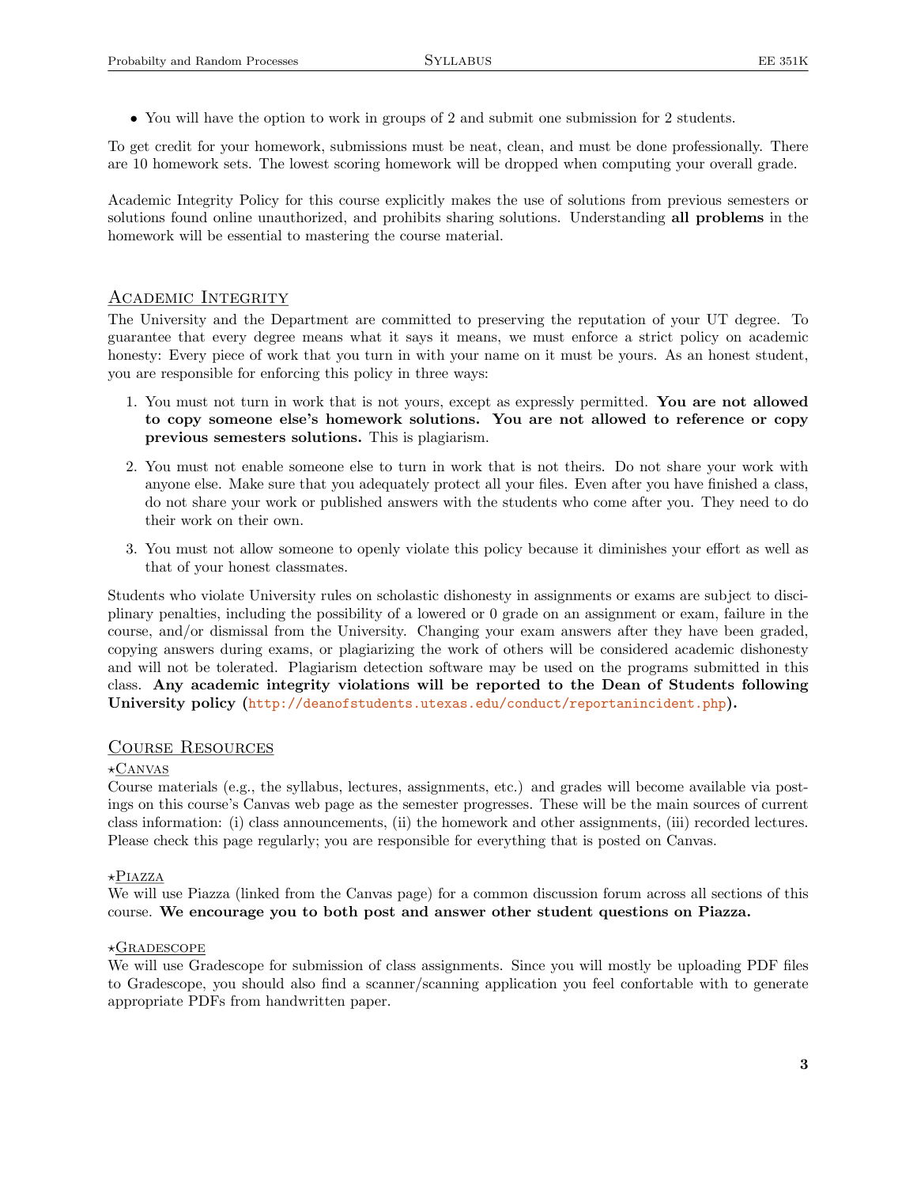- You will have the option to work in groups of 2 and submit one submission for 2 students.

To get credit for your homework, submissions must be neat, clean, and must be done professionally. There are 10 homework sets. The lowest scoring homework will be dropped when computing your overall grade.

Academic Integrity Policy for this course explicitly makes the use of solutions from previous semesters or solutions found online unauthorized, and prohibits sharing solutions. Understanding **all problems** in the homework will be essential to mastering the course material.

## Academic Integrity

The University and the Department are committed to preserving the reputation of your UT degree. To guarantee that every degree means what it says it means, we must enforce a strict policy on academic honesty: Every piece of work that you turn in with your name on it must be yours. As an honest student, you are responsible for enforcing this policy in three ways:

1. You must not turn in work that is not yours, except as expressly permitted. **You are not allowed to copy someone else's homework solutions. You are not allowed to reference or copy previous semesters solutions.** This is plagiarism.
2. You must not enable someone else to turn in work that is not theirs. Do not share your work with anyone else. Make sure that you adequately protect all your files. Even after you have finished a class, do not share your work or published answers with the students who come after you. They need to do their work on their own.
3. You must not allow someone to openly violate this policy because it diminishes your effort as well as that of your honest classmates.

Students who violate University rules on scholastic dishonesty in assignments or exams are subject to disciplinary penalties, including the possibility of a lowered or 0 grade on an assignment or exam, failure in the course, and/or dismissal from the University. Changing your exam answers after they have been graded, copying answers during exams, or plagiarizing the work of others will be considered academic dishonesty and will not be tolerated. Plagiarism detection software may be used on the programs submitted in this class. **Any academic integrity violations will be reported to the Dean of Students following University policy (http://deanofstudents.utexas.edu/conduct/reportanincident.php).**

## Course Resources

### ⋆Canvas

Course materials (e.g., the syllabus, lectures, assignments, etc.) and grades will become available via postings on this course's Canvas web page as the semester progresses. These will be the main sources of current class information: (i) class announcements, (ii) the homework and other assignments, (iii) recorded lectures. Please check this page regularly; you are responsible for everything that is posted on Canvas.

### ⋆Piazza

We will use Piazza (linked from the Canvas page) for a common discussion forum across all sections of this course. **We encourage you to both post and answer other student questions on Piazza.**

### ⋆Gradescope

We will use Gradescope for submission of class assignments. Since you will mostly be uploading PDF files to Gradescope, you should also find a scanner/scanning application you feel confortable with to generate appropriate PDFs from handwritten paper.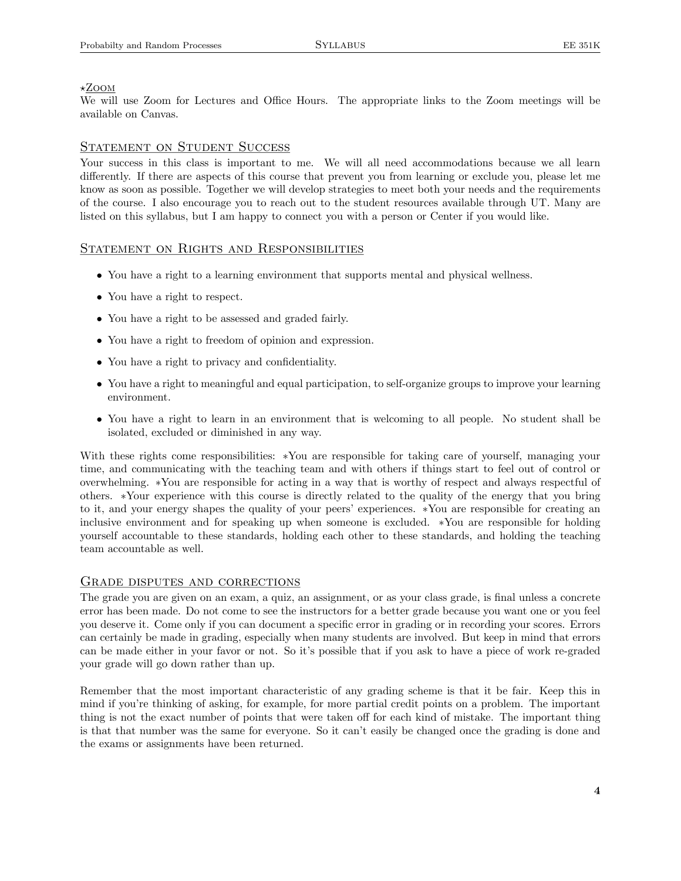## ⋆Zoom

We will use Zoom for Lectures and Office Hours. The appropriate links to the Zoom meetings will be available on Canvas.

## Statement on Student Success

Your success in this class is important to me. We will all need accommodations because we all learn differently. If there are aspects of this course that prevent you from learning or exclude you, please let me know as soon as possible. Together we will develop strategies to meet both your needs and the requirements of the course. I also encourage you to reach out to the student resources available through UT. Many are listed on this syllabus, but I am happy to connect you with a person or Center if you would like.

## Statement on Rights and Responsibilities

- You have a right to a learning environment that supports mental and physical wellness.
- You have a right to respect.
- You have a right to be assessed and graded fairly.
- You have a right to freedom of opinion and expression.
- You have a right to privacy and confidentiality.
- You have a right to meaningful and equal participation, to self-organize groups to improve your learning environment.
- You have a right to learn in an environment that is welcoming to all people. No student shall be isolated, excluded or diminished in any way.

With these rights come responsibilities: *You are responsible for taking care of yourself, managing your time, and communicating with the teaching team and with others if things start to feel out of control or overwhelming. *You are responsible for acting in a way that is worthy of respect and always respectful of others. *Your experience with this course is directly related to the quality of the energy that you bring to it, and your energy shapes the quality of your peers' experiences. *You are responsible for creating an inclusive environment and for speaking up when someone is excluded. *You are responsible for holding yourself accountable to these standards, holding each other to these standards, and holding the teaching team accountable as well.

## Grade disputes and corrections

The grade you are given on an exam, a quiz, an assignment, or as your class grade, is final unless a concrete error has been made. Do not come to see the instructors for a better grade because you want one or you feel you deserve it. Come only if you can document a specific error in grading or in recording your scores. Errors can certainly be made in grading, especially when many students are involved. But keep in mind that errors can be made either in your favor or not. So it's possible that if you ask to have a piece of work re-graded your grade will go down rather than up.

Remember that the most important characteristic of any grading scheme is that it be fair. Keep this in mind if you're thinking of asking, for example, for more partial credit points on a problem. The important thing is not the exact number of points that were taken off for each kind of mistake. The important thing is that that number was the same for everyone. So it can't easily be changed once the grading is done and the exams or assignments have been returned.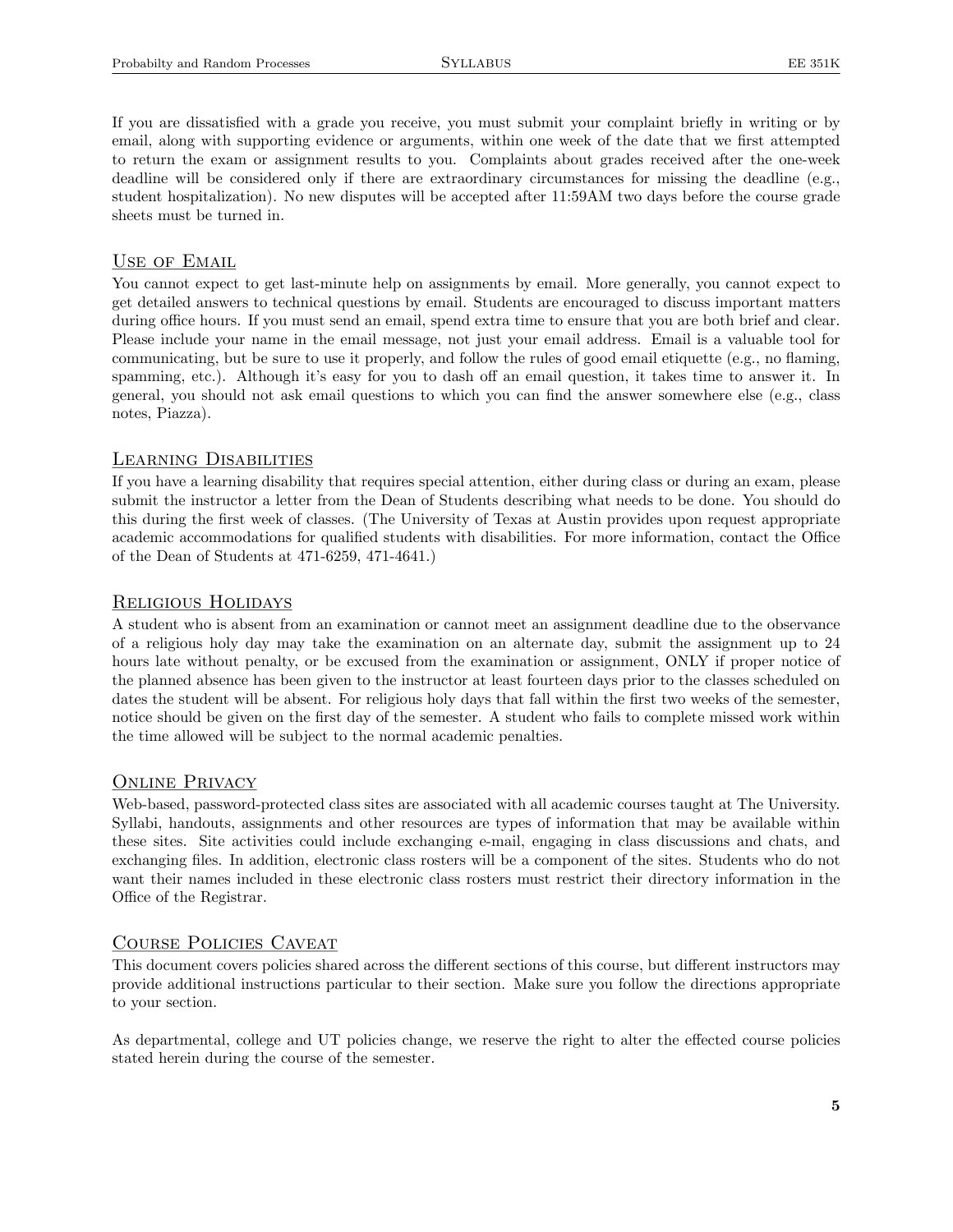If you are dissatisfied with a grade you receive, you must submit your complaint briefly in writing or by email, along with supporting evidence or arguments, within one week of the date that we first attempted to return the exam or assignment results to you. Complaints about grades received after the one-week deadline will be considered only if there are extraordinary circumstances for missing the deadline (e.g., student hospitalization). No new disputes will be accepted after 11:59AM two days before the course grade sheets must be turned in.

## Use of Email

You cannot expect to get last-minute help on assignments by email. More generally, you cannot expect to get detailed answers to technical questions by email. Students are encouraged to discuss important matters during office hours. If you must send an email, spend extra time to ensure that you are both brief and clear. Please include your name in the email message, not just your email address. Email is a valuable tool for communicating, but be sure to use it properly, and follow the rules of good email etiquette (e.g., no flaming, spamming, etc.). Although it's easy for you to dash off an email question, it takes time to answer it. In general, you should not ask email questions to which you can find the answer somewhere else (e.g., class notes, Piazza).

## Learning Disabilities

If you have a learning disability that requires special attention, either during class or during an exam, please submit the instructor a letter from the Dean of Students describing what needs to be done. You should do this during the first week of classes. (The University of Texas at Austin provides upon request appropriate academic accommodations for qualified students with disabilities. For more information, contact the Office of the Dean of Students at 471-6259, 471-4641.)

## Religious Holidays

A student who is absent from an examination or cannot meet an assignment deadline due to the observance of a religious holy day may take the examination on an alternate day, submit the assignment up to 24 hours late without penalty, or be excused from the examination or assignment, ONLY if proper notice of the planned absence has been given to the instructor at least fourteen days prior to the classes scheduled on dates the student will be absent. For religious holy days that fall within the first two weeks of the semester, notice should be given on the first day of the semester. A student who fails to complete missed work within the time allowed will be subject to the normal academic penalties.

## Online Privacy

Web-based, password-protected class sites are associated with all academic courses taught at The University. Syllabi, handouts, assignments and other resources are types of information that may be available within these sites. Site activities could include exchanging e-mail, engaging in class discussions and chats, and exchanging files. In addition, electronic class rosters will be a component of the sites. Students who do not want their names included in these electronic class rosters must restrict their directory information in the Office of the Registrar.

## Course Policies Caveat

This document covers policies shared across the different sections of this course, but different instructors may provide additional instructions particular to their section. Make sure you follow the directions appropriate to your section.

As departmental, college and UT policies change, we reserve the right to alter the effected course policies stated herein during the course of the semester.